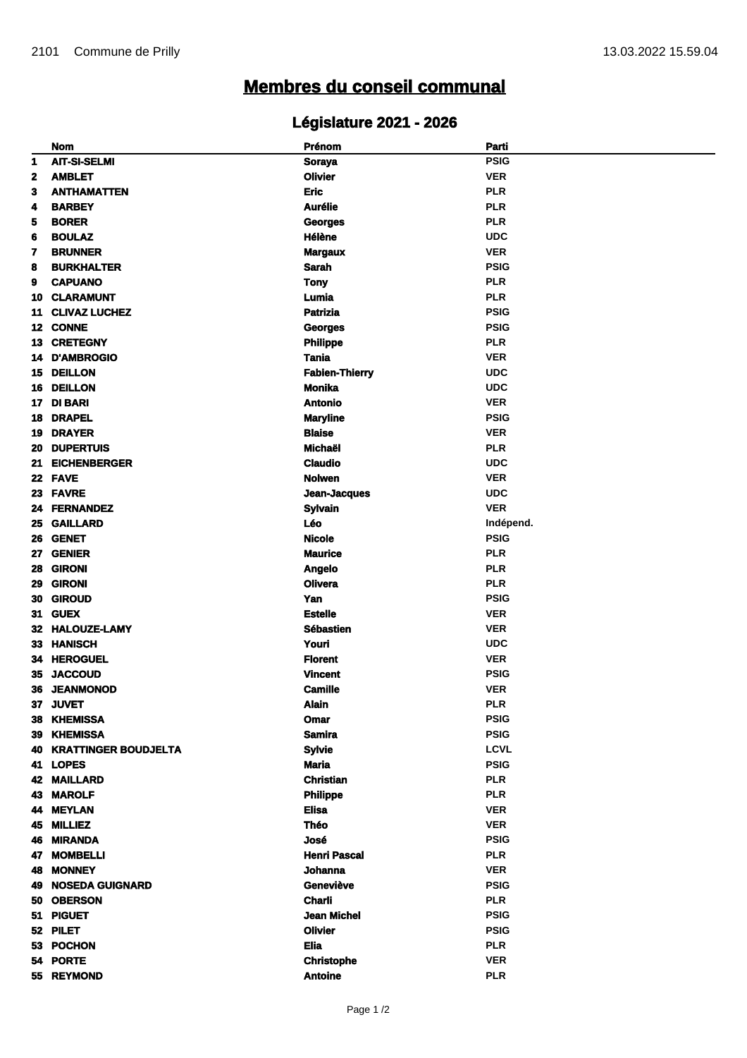# Membres du conseil communal

## Législature 2021 - 2026

| | Nom | Prénom | Parti |
|---|---|---|---|
| 1 | AIT-SI-SELMI | Soraya | PSIG |
| 2 | AMBLET | Olivier | VER |
| 3 | ANTHAMATTEN | Eric | PLR |
| 4 | BARBEY | Aurélie | PLR |
| 5 | BORER | Georges | PLR |
| 6 | BOULAZ | Hélène | UDC |
| 7 | BRUNNER | Margaux | VER |
| 8 | BURKHALTER | Sarah | PSIG |
| 9 | CAPUANO | Tony | PLR |
| 10 | CLARAMUNT | Lumia | PLR |
| 11 | CLIVAZ LUCHEZ | Patrizia | PSIG |
| 12 | CONNE | Georges | PSIG |
| 13 | CRETEGNY | Philippe | PLR |
| 14 | D'AMBROGIO | Tania | VER |
| 15 | DEILLON | Fabien-Thierry | UDC |
| 16 | DEILLON | Monika | UDC |
| 17 | DI BARI | Antonio | VER |
| 18 | DRAPEL | Maryline | PSIG |
| 19 | DRAYER | Blaise | VER |
| 20 | DUPERTUIS | Michaël | PLR |
| 21 | EICHENBERGER | Claudio | UDC |
| 22 | FAVE | Nolwen | VER |
| 23 | FAVRE | Jean-Jacques | UDC |
| 24 | FERNANDEZ | Sylvain | VER |
| 25 | GAILLARD | Léo | Indépend. |
| 26 | GENET | Nicole | PSIG |
| 27 | GENIER | Maurice | PLR |
| 28 | GIRONI | Angelo | PLR |
| 29 | GIRONI | Olivera | PLR |
| 30 | GIROUD | Yan | PSIG |
| 31 | GUEX | Estelle | VER |
| 32 | HALOUZE-LAMY | Sébastien | VER |
| 33 | HANISCH | Youri | UDC |
| 34 | HEROGUEL | Florent | VER |
| 35 | JACCOUD | Vincent | PSIG |
| 36 | JEANMONOD | Camille | VER |
| 37 | JUVET | Alain | PLR |
| 38 | KHEMISSA | Omar | PSIG |
| 39 | KHEMISSA | Samira | PSIG |
| 40 | KRATTINGER BOUDJELTA | Sylvie | LCVL |
| 41 | LOPES | Maria | PSIG |
| 42 | MAILLARD | Christian | PLR |
| 43 | MAROLF | Philippe | PLR |
| 44 | MEYLAN | Elisa | VER |
| 45 | MILLIEZ | Théo | VER |
| 46 | MIRANDA | José | PSIG |
| 47 | MOMBELLI | Henri Pascal | PLR |
| 48 | MONNEY | Johanna | VER |
| 49 | NOSEDA GUIGNARD | Geneviève | PSIG |
| 50 | OBERSON | Charli | PLR |
| 51 | PIGUET | Jean Michel | PSIG |
| 52 | PILET | Olivier | PSIG |
| 53 | POCHON | Elia | PLR |
| 54 | PORTE | Christophe | VER |
| 55 | REYMOND | Antoine | PLR |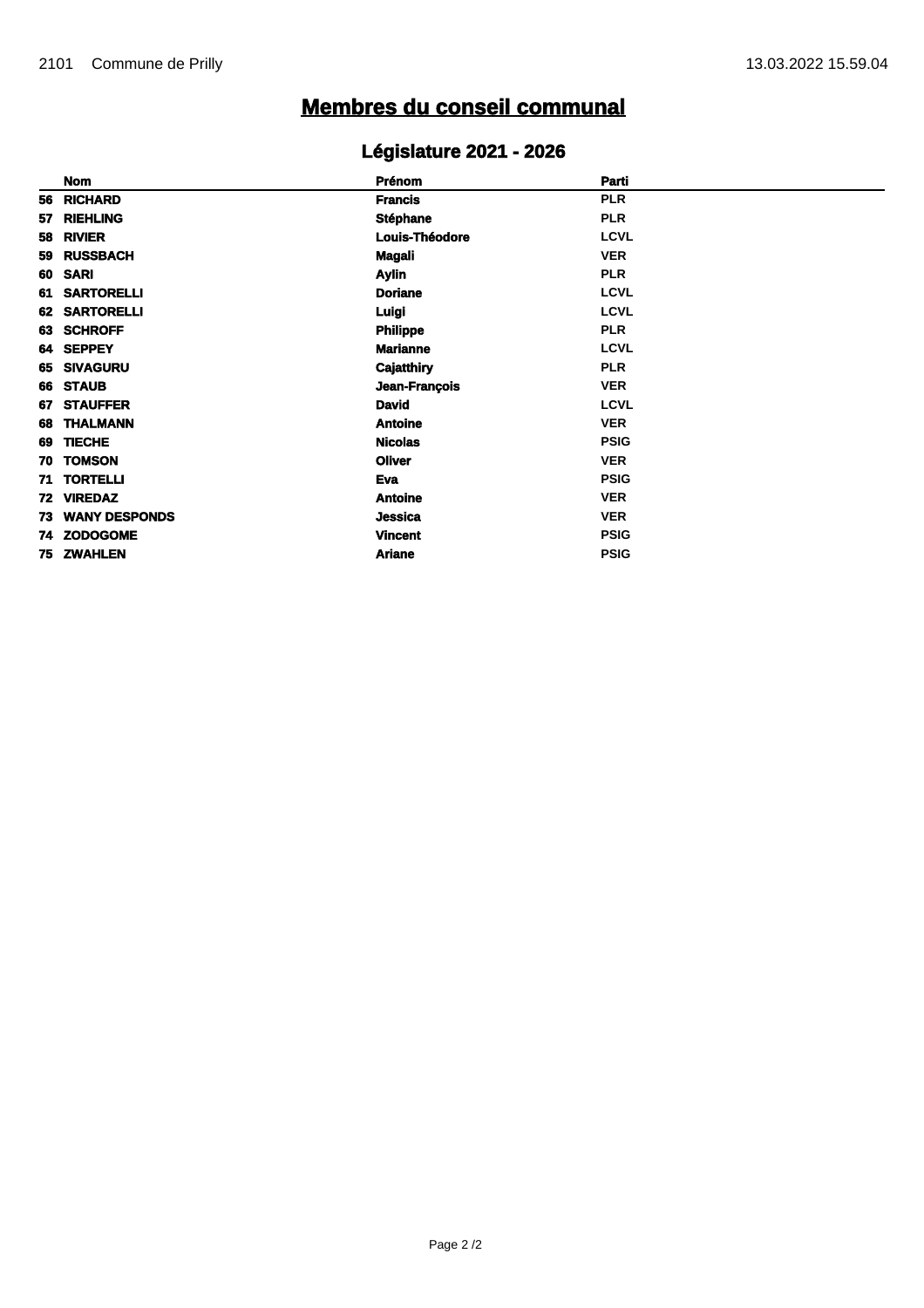# Membres du conseil communal

## Législature 2021 - 2026

| | Nom | Prénom | Parti |
|---|---|---|---|
| 56 | RICHARD | Francis | PLR |
| 57 | RIEHLING | Stéphane | PLR |
| 58 | RIVIER | Louis-Théodore | LCVL |
| 59 | RUSSBACH | Magali | VER |
| 60 | SARI | Aylin | PLR |
| 61 | SARTORELLI | Doriane | LCVL |
| 62 | SARTORELLI | Luigi | LCVL |
| 63 | SCHROFF | Philippe | PLR |
| 64 | SEPPEY | Marianne | LCVL |
| 65 | SIVAGURU | Cajatthiry | PLR |
| 66 | STAUB | Jean-François | VER |
| 67 | STAUFFER | David | LCVL |
| 68 | THALMANN | Antoine | VER |
| 69 | TIECHE | Nicolas | PSIG |
| 70 | TOMSON | Oliver | VER |
| 71 | TORTELLI | Eva | PSIG |
| 72 | VIREDAZ | Antoine | VER |
| 73 | WANY DESPONDS | Jessica | VER |
| 74 | ZODOGOME | Vincent | PSIG |
| 75 | ZWAHLEN | Ariane | PSIG |